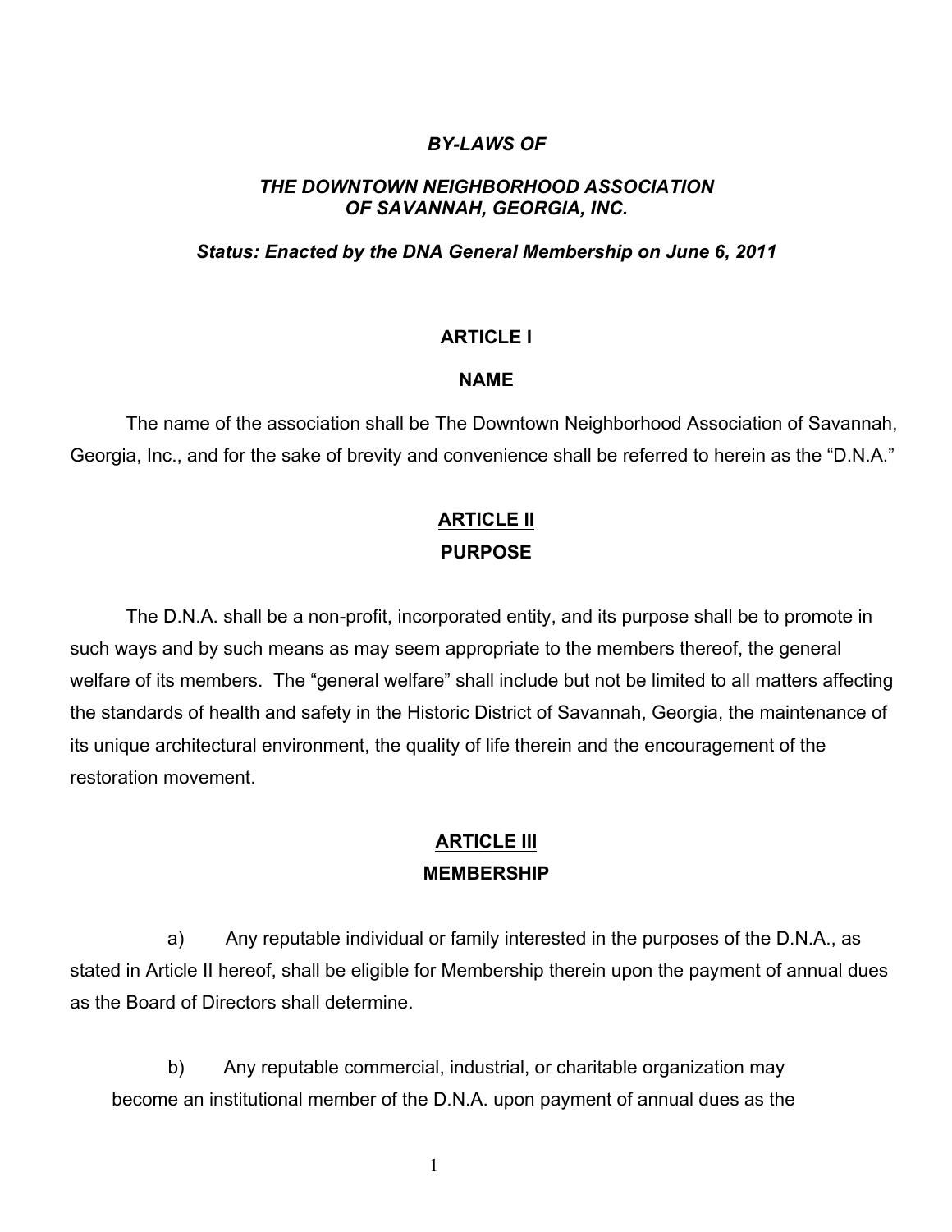# *BY-LAWS OF*

## *THE DOWNTOWN NEIGHBORHOOD ASSOCIATION OF SAVANNAH, GEORGIA, INC.*

***Status: Enacted by the DNA General Membership on June 6, 2011***

## ARTICLE I

### NAME

The name of the association shall be The Downtown Neighborhood Association of Savannah, Georgia, Inc., and for the sake of brevity and convenience shall be referred to herein as the "D.N.A."

## ARTICLE II

### PURPOSE

The D.N.A. shall be a non-profit, incorporated entity, and its purpose shall be to promote in such ways and by such means as may seem appropriate to the members thereof, the general welfare of its members. The "general welfare" shall include but not be limited to all matters affecting the standards of health and safety in the Historic District of Savannah, Georgia, the maintenance of its unique architectural environment, the quality of life therein and the encouragement of the restoration movement.

## ARTICLE III

### MEMBERSHIP

a) Any reputable individual or family interested in the purposes of the D.N.A., as stated in Article II hereof, shall be eligible for Membership therein upon the payment of annual dues as the Board of Directors shall determine.

b) Any reputable commercial, industrial, or charitable organization may become an institutional member of the D.N.A. upon payment of annual dues as the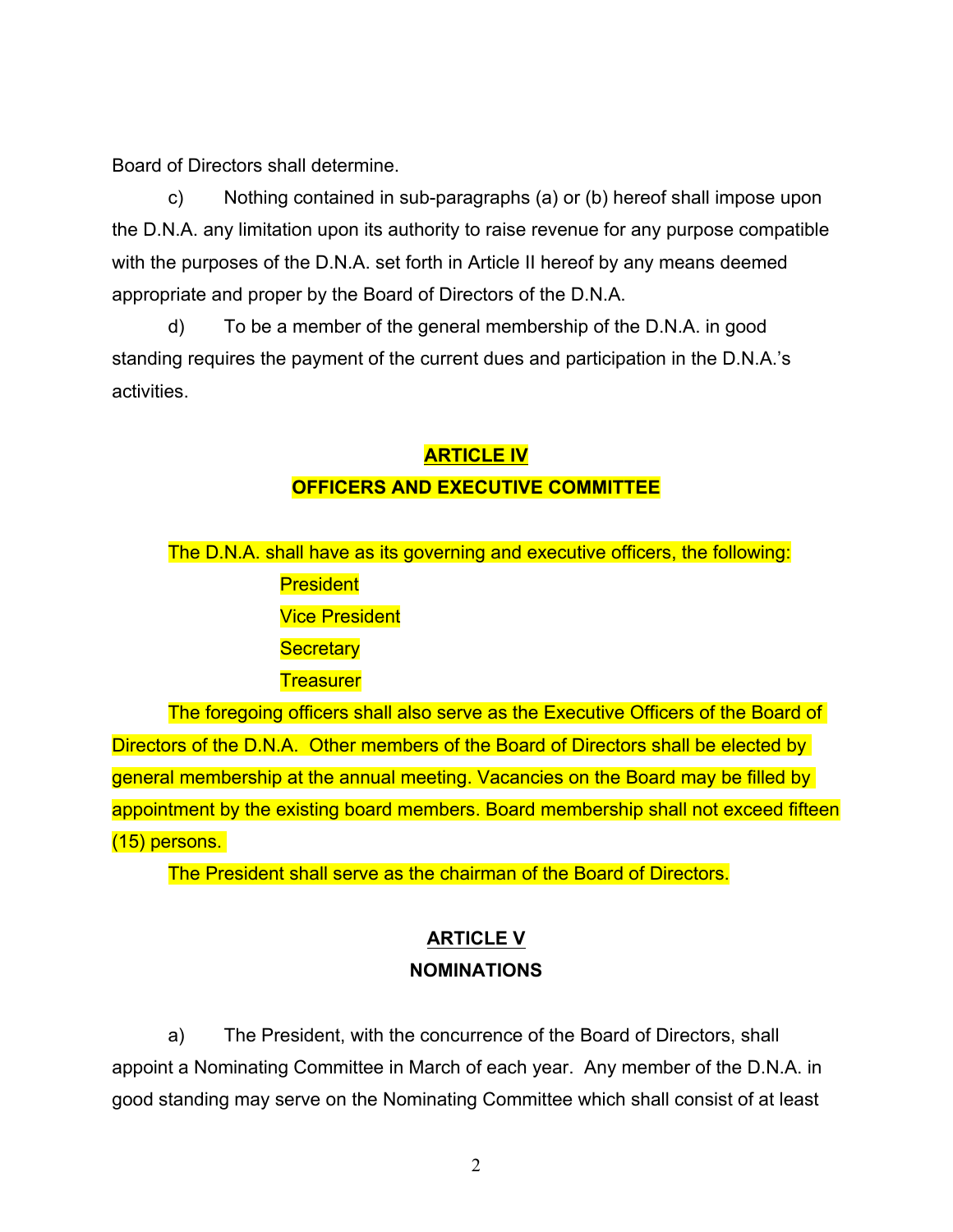Board of Directors shall determine.

c) Nothing contained in sub-paragraphs (a) or (b) hereof shall impose upon the D.N.A. any limitation upon its authority to raise revenue for any purpose compatible with the purposes of the D.N.A. set forth in Article II hereof by any means deemed appropriate and proper by the Board of Directors of the D.N.A.

d) To be a member of the general membership of the D.N.A. in good standing requires the payment of the current dues and participation in the D.N.A.'s activities.

## ARTICLE IV
## OFFICERS AND EXECUTIVE COMMITTEE

The D.N.A. shall have as its governing and executive officers, the following:

- President
- Vice President
- Secretary
- Treasurer

The foregoing officers shall also serve as the Executive Officers of the Board of Directors of the D.N.A. Other members of the Board of Directors shall be elected by general membership at the annual meeting. Vacancies on the Board may be filled by appointment by the existing board members. Board membership shall not exceed fifteen (15) persons.

The President shall serve as the chairman of the Board of Directors.

## ARTICLE V
## NOMINATIONS

a) The President, with the concurrence of the Board of Directors, shall appoint a Nominating Committee in March of each year. Any member of the D.N.A. in good standing may serve on the Nominating Committee which shall consist of at least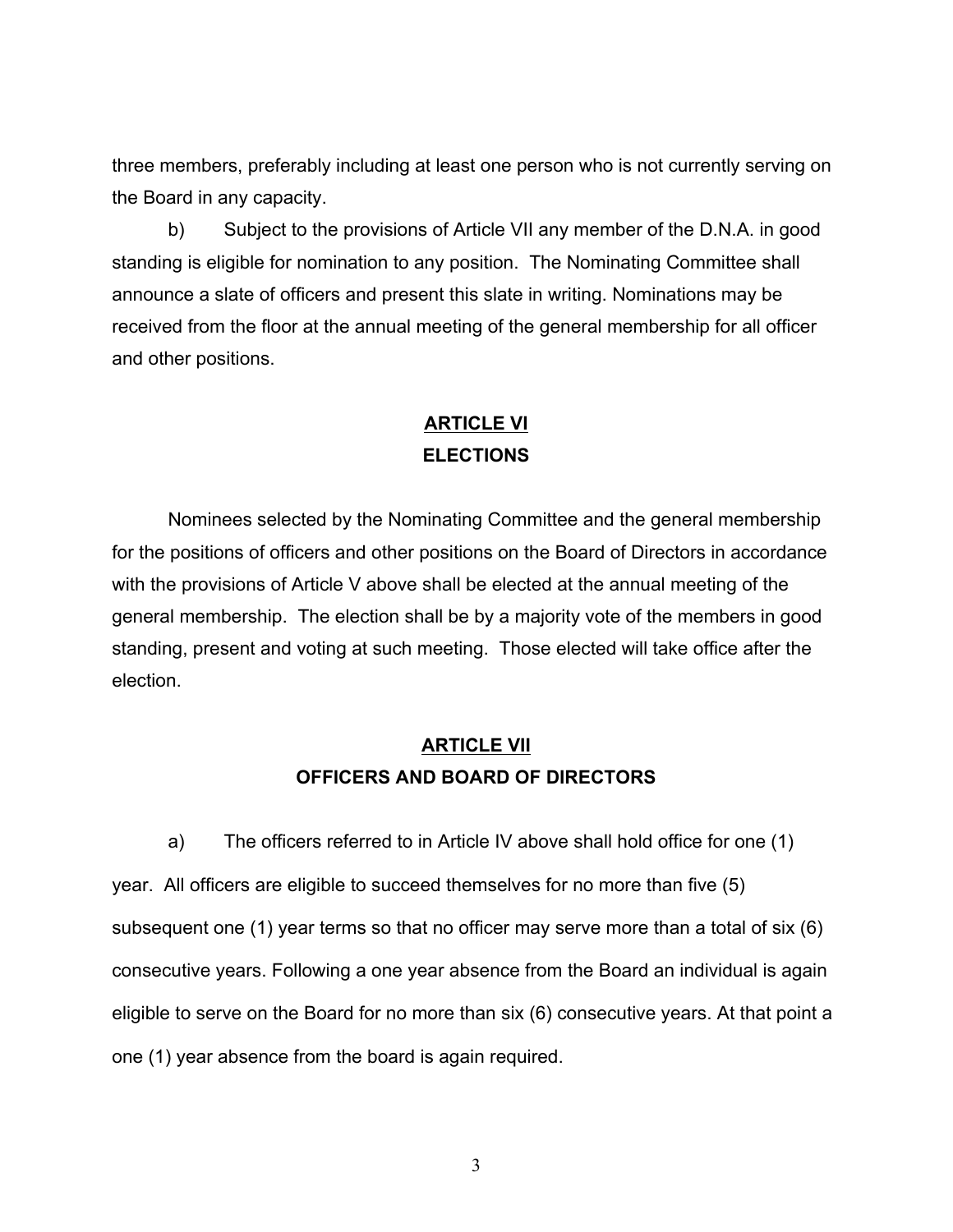three members, preferably including at least one person who is not currently serving on the Board in any capacity.

b) Subject to the provisions of Article VII any member of the D.N.A. in good standing is eligible for nomination to any position. The Nominating Committee shall announce a slate of officers and present this slate in writing. Nominations may be received from the floor at the annual meeting of the general membership for all officer and other positions.

## ARTICLE VI
## ELECTIONS

Nominees selected by the Nominating Committee and the general membership for the positions of officers and other positions on the Board of Directors in accordance with the provisions of Article V above shall be elected at the annual meeting of the general membership. The election shall be by a majority vote of the members in good standing, present and voting at such meeting. Those elected will take office after the election.

## ARTICLE VII
## OFFICERS AND BOARD OF DIRECTORS

a) The officers referred to in Article IV above shall hold office for one (1) year. All officers are eligible to succeed themselves for no more than five (5) subsequent one (1) year terms so that no officer may serve more than a total of six (6) consecutive years. Following a one year absence from the Board an individual is again eligible to serve on the Board for no more than six (6) consecutive years. At that point a one (1) year absence from the board is again required.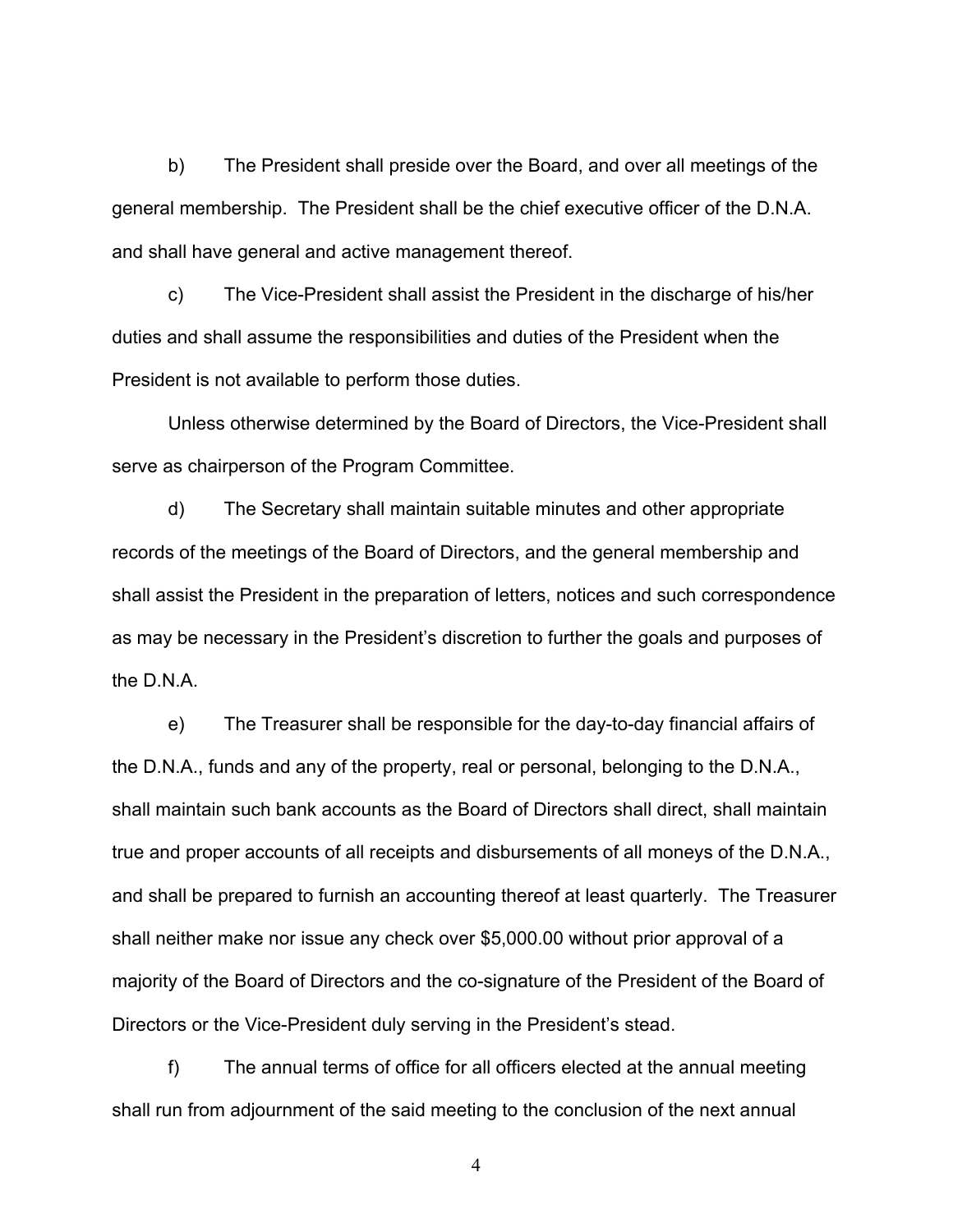b) The President shall preside over the Board, and over all meetings of the general membership. The President shall be the chief executive officer of the D.N.A. and shall have general and active management thereof.

c) The Vice-President shall assist the President in the discharge of his/her duties and shall assume the responsibilities and duties of the President when the President is not available to perform those duties.

Unless otherwise determined by the Board of Directors, the Vice-President shall serve as chairperson of the Program Committee.

d) The Secretary shall maintain suitable minutes and other appropriate records of the meetings of the Board of Directors, and the general membership and shall assist the President in the preparation of letters, notices and such correspondence as may be necessary in the President's discretion to further the goals and purposes of the D.N.A.

e) The Treasurer shall be responsible for the day-to-day financial affairs of the D.N.A., funds and any of the property, real or personal, belonging to the D.N.A., shall maintain such bank accounts as the Board of Directors shall direct, shall maintain true and proper accounts of all receipts and disbursements of all moneys of the D.N.A., and shall be prepared to furnish an accounting thereof at least quarterly. The Treasurer shall neither make nor issue any check over $5,000.00 without prior approval of a majority of the Board of Directors and the co-signature of the President of the Board of Directors or the Vice-President duly serving in the President's stead.

f) The annual terms of office for all officers elected at the annual meeting shall run from adjournment of the said meeting to the conclusion of the next annual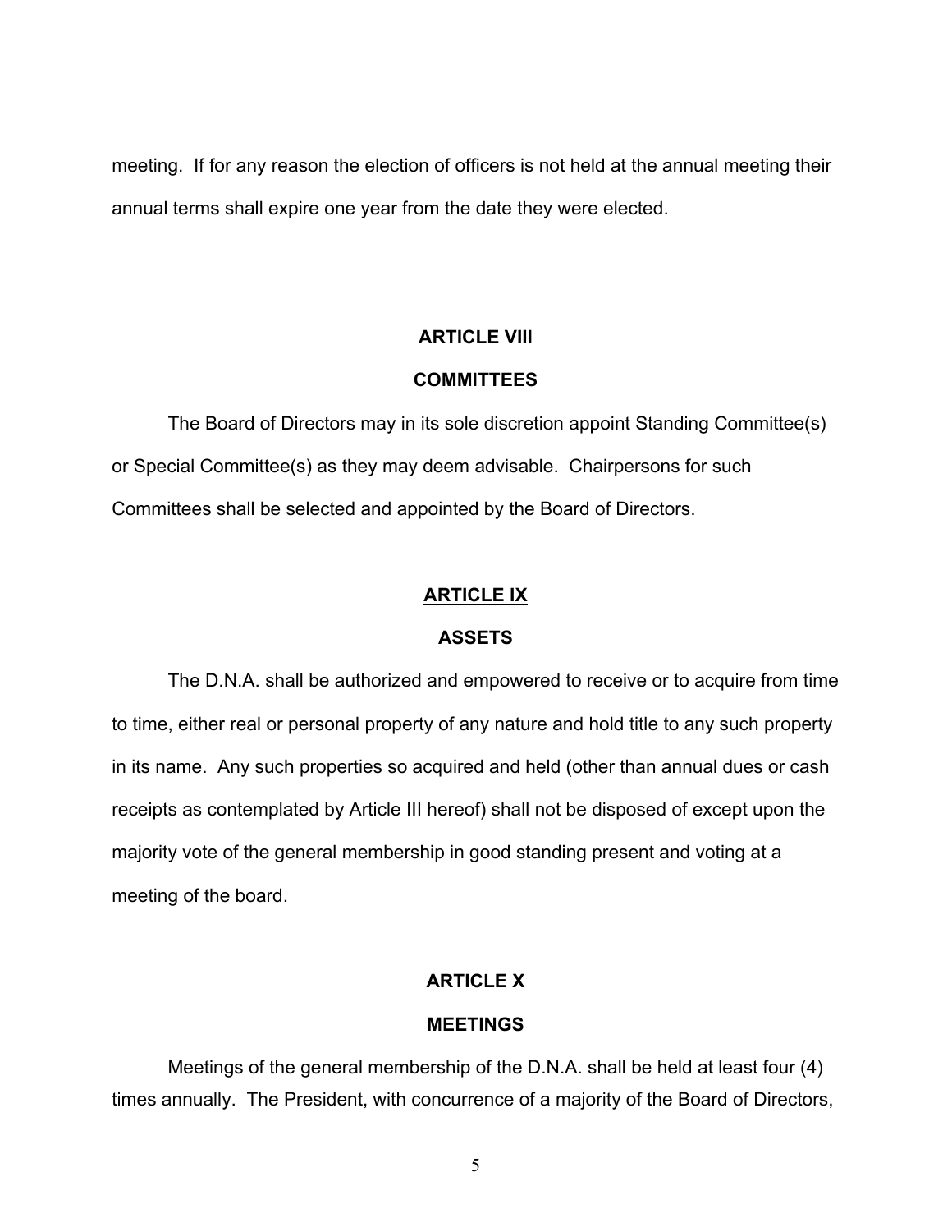meeting. If for any reason the election of officers is not held at the annual meeting their annual terms shall expire one year from the date they were elected.

## ARTICLE VIII

## COMMITTEES

The Board of Directors may in its sole discretion appoint Standing Committee(s) or Special Committee(s) as they may deem advisable. Chairpersons for such Committees shall be selected and appointed by the Board of Directors.

## ARTICLE IX

## ASSETS

The D.N.A. shall be authorized and empowered to receive or to acquire from time to time, either real or personal property of any nature and hold title to any such property in its name. Any such properties so acquired and held (other than annual dues or cash receipts as contemplated by Article III hereof) shall not be disposed of except upon the majority vote of the general membership in good standing present and voting at a meeting of the board.

## ARTICLE X

## MEETINGS

Meetings of the general membership of the D.N.A. shall be held at least four (4) times annually. The President, with concurrence of a majority of the Board of Directors,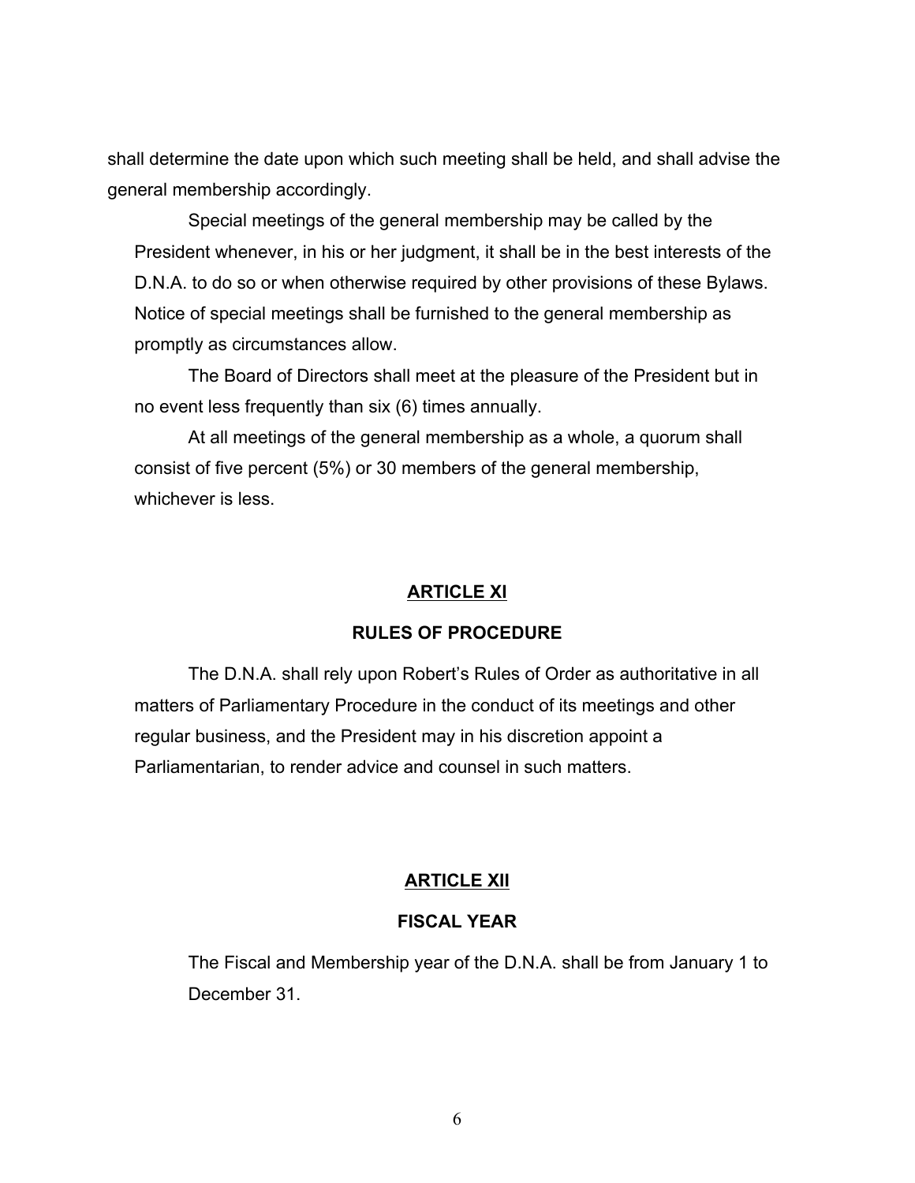shall determine the date upon which such meeting shall be held, and shall advise the general membership accordingly.

Special meetings of the general membership may be called by the President whenever, in his or her judgment, it shall be in the best interests of the D.N.A. to do so or when otherwise required by other provisions of these Bylaws. Notice of special meetings shall be furnished to the general membership as promptly as circumstances allow.

The Board of Directors shall meet at the pleasure of the President but in no event less frequently than six (6) times annually.

At all meetings of the general membership as a whole, a quorum shall consist of five percent (5%) or 30 members of the general membership, whichever is less.

## ARTICLE XI

## RULES OF PROCEDURE

The D.N.A. shall rely upon Robert's Rules of Order as authoritative in all matters of Parliamentary Procedure in the conduct of its meetings and other regular business, and the President may in his discretion appoint a Parliamentarian, to render advice and counsel in such matters.

## ARTICLE XII

## FISCAL YEAR

The Fiscal and Membership year of the D.N.A. shall be from January 1 to December 31.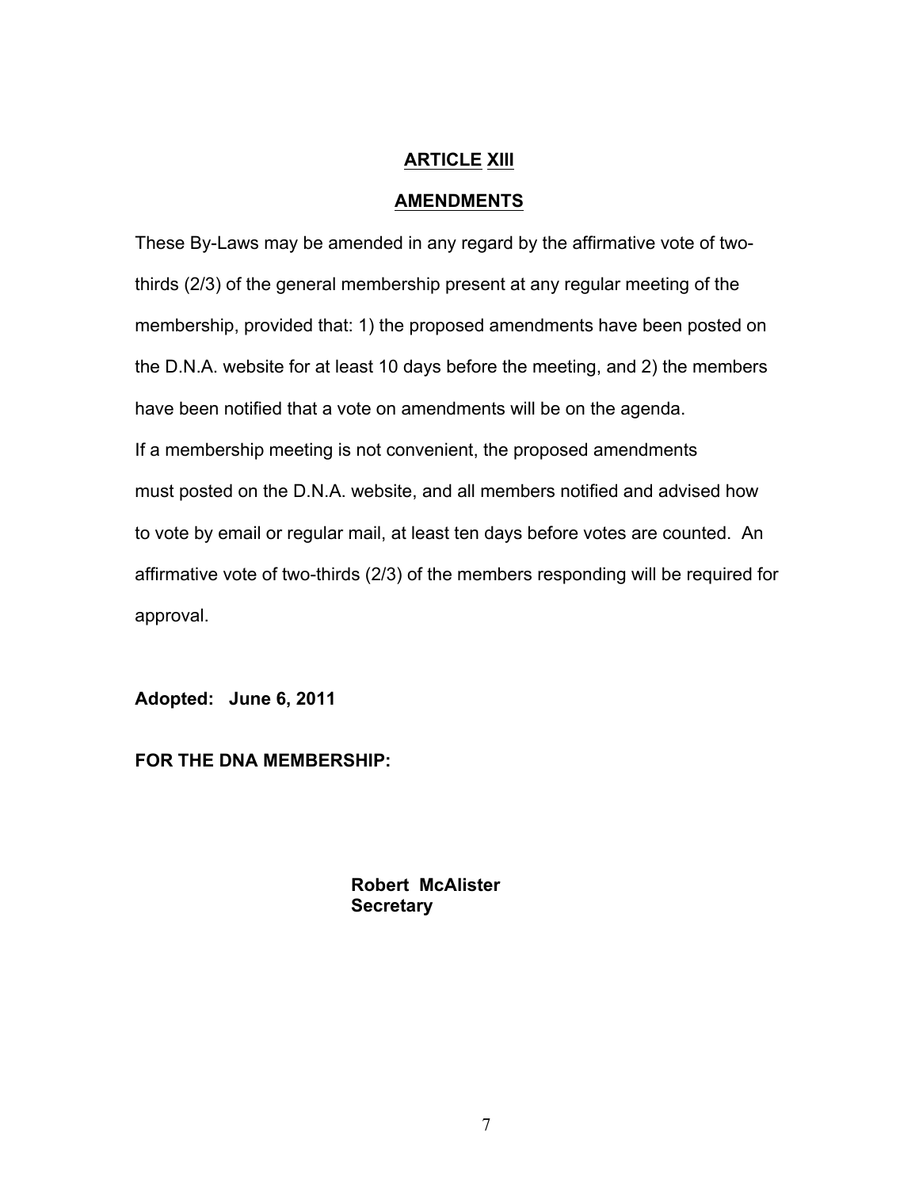## ARTICLE XIII

## AMENDMENTS

These By-Laws may be amended in any regard by the affirmative vote of two-thirds (2/3) of the general membership present at any regular meeting of the membership, provided that: 1) the proposed amendments have been posted on the D.N.A. website for at least 10 days before the meeting, and 2) the members have been notified that a vote on amendments will be on the agenda.

If a membership meeting is not convenient, the proposed amendments must posted on the D.N.A. website, and all members notified and advised how to vote by email or regular mail, at least ten days before votes are counted. An affirmative vote of two-thirds (2/3) of the members responding will be required for approval.

**Adopted: June 6, 2011**

**FOR THE DNA MEMBERSHIP:**

**Robert McAlister**
**Secretary**